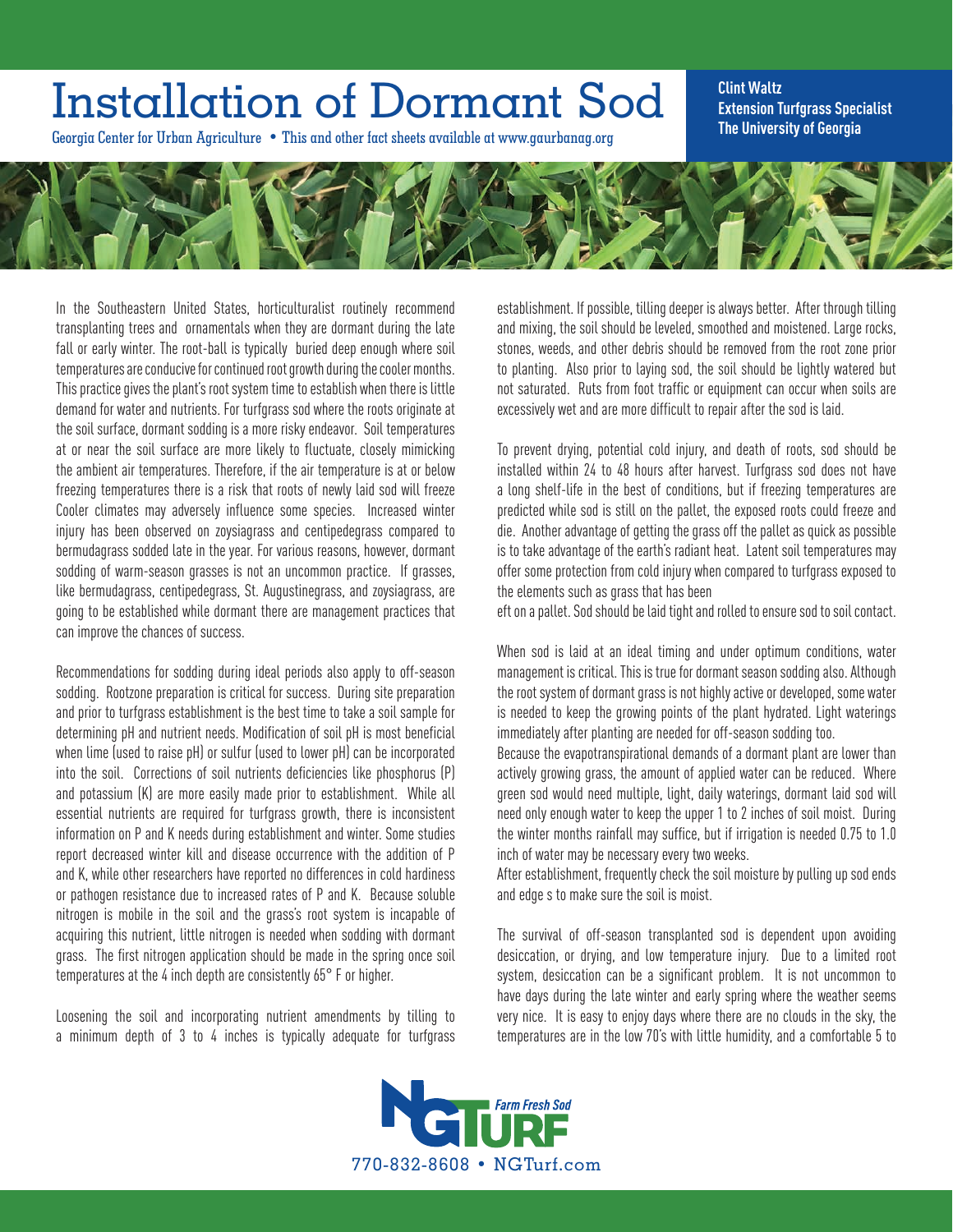# Installation of Dormant Sod

Georgia Center for Urban Agriculture • This and other fact sheets available at www.gaurbanag.org

**Clint Waltz**
**Extension Turfgrass Specialist**
**The University of Georgia**

In the Southeastern United States, horticulturalist routinely recommend transplanting trees and ornamentals when they are dormant during the late fall or early winter. The root-ball is typically buried deep enough where soil temperatures are conducive for continued root growth during the cooler months. This practice gives the plant's root system time to establish when there is little demand for water and nutrients. For turfgrass sod where the roots originate at the soil surface, dormant sodding is a more risky endeavor. Soil temperatures at or near the soil surface are more likely to fluctuate, closely mimicking the ambient air temperatures. Therefore, if the air temperature is at or below freezing temperatures there is a risk that roots of newly laid sod will freeze Cooler climates may adversely influence some species. Increased winter injury has been observed on zoysiagrass and centipedegrass compared to bermudagrass sodded late in the year. For various reasons, however, dormant sodding of warm-season grasses is not an uncommon practice. If grasses, like bermudagrass, centipedegrass, St. Augustinegrass, and zoysiagrass, are going to be established while dormant there are management practices that can improve the chances of success.

Recommendations for sodding during ideal periods also apply to off-season sodding. Rootzone preparation is critical for success. During site preparation and prior to turfgrass establishment is the best time to take a soil sample for determining pH and nutrient needs. Modification of soil pH is most beneficial when lime (used to raise pH) or sulfur (used to lower pH) can be incorporated into the soil. Corrections of soil nutrients deficiencies like phosphorus (P) and potassium (K) are more easily made prior to establishment. While all essential nutrients are required for turfgrass growth, there is inconsistent information on P and K needs during establishment and winter. Some studies report decreased winter kill and disease occurrence with the addition of P and K, while other researchers have reported no differences in cold hardiness or pathogen resistance due to increased rates of P and K. Because soluble nitrogen is mobile in the soil and the grass's root system is incapable of acquiring this nutrient, little nitrogen is needed when sodding with dormant grass. The first nitrogen application should be made in the spring once soil temperatures at the 4 inch depth are consistently 65° F or higher.

Loosening the soil and incorporating nutrient amendments by tilling to a minimum depth of 3 to 4 inches is typically adequate for turfgrass establishment. If possible, tilling deeper is always better. After through tilling and mixing, the soil should be leveled, smoothed and moistened. Large rocks, stones, weeds, and other debris should be removed from the root zone prior to planting. Also prior to laying sod, the soil should be lightly watered but not saturated. Ruts from foot traffic or equipment can occur when soils are excessively wet and are more difficult to repair after the sod is laid.

To prevent drying, potential cold injury, and death of roots, sod should be installed within 24 to 48 hours after harvest. Turfgrass sod does not have a long shelf-life in the best of conditions, but if freezing temperatures are predicted while sod is still on the pallet, the exposed roots could freeze and die. Another advantage of getting the grass off the pallet as quick as possible is to take advantage of the earth's radiant heat. Latent soil temperatures may offer some protection from cold injury when compared to turfgrass exposed to the elements such as grass that has been
eft on a pallet. Sod should be laid tight and rolled to ensure sod to soil contact.

When sod is laid at an ideal timing and under optimum conditions, water management is critical. This is true for dormant season sodding also. Although the root system of dormant grass is not highly active or developed, some water is needed to keep the growing points of the plant hydrated. Light waterings immediately after planting are needed for off-season sodding too.

Because the evapotranspirational demands of a dormant plant are lower than actively growing grass, the amount of applied water can be reduced. Where green sod would need multiple, light, daily waterings, dormant laid sod will need only enough water to keep the upper 1 to 2 inches of soil moist. During the winter months rainfall may suffice, but if irrigation is needed 0.75 to 1.0 inch of water may be necessary every two weeks.

After establishment, frequently check the soil moisture by pulling up sod ends and edge s to make sure the soil is moist.

The survival of off-season transplanted sod is dependent upon avoiding desiccation, or drying, and low temperature injury. Due to a limited root system, desiccation can be a significant problem. It is not uncommon to have days during the late winter and early spring where the weather seems very nice. It is easy to enjoy days where there are no clouds in the sky, the temperatures are in the low 70's with little humidity, and a comfortable 5 to

NG TURF *Farm Fresh Sod*
770-832-8608 • NGTurf.com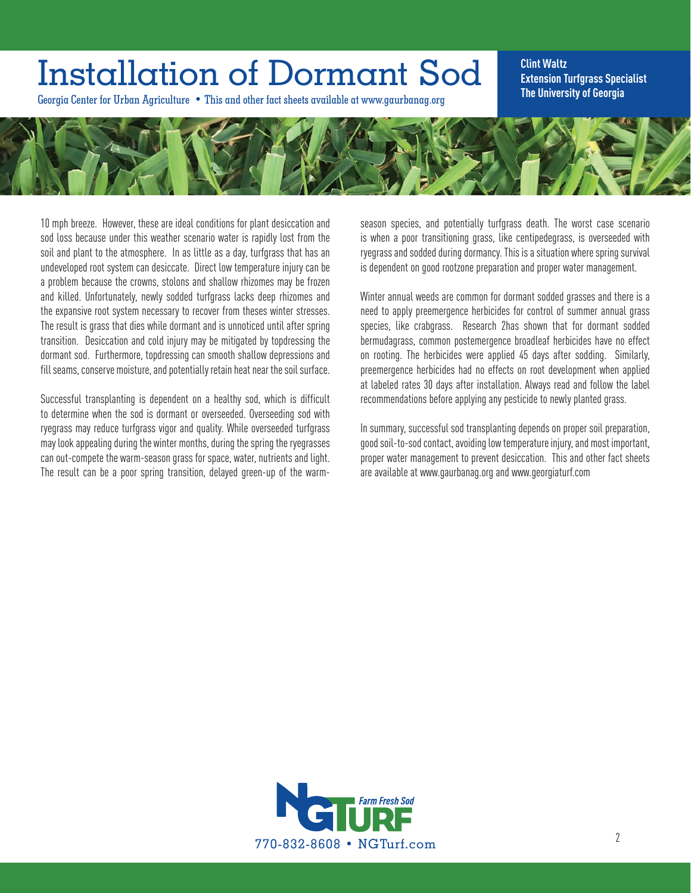# Installation of Dormant Sod

Georgia Center for Urban Agriculture • This and other fact sheets available at www.gaurbanag.org

**Clint Waltz**
**Extension Turfgrass Specialist**
**The University of Georgia**

10 mph breeze. However, these are ideal conditions for plant desiccation and sod loss because under this weather scenario water is rapidly lost from the soil and plant to the atmosphere. In as little as a day, turfgrass that has an undeveloped root system can desiccate. Direct low temperature injury can be a problem because the crowns, stolons and shallow rhizomes may be frozen and killed. Unfortunately, newly sodded turfgrass lacks deep rhizomes and the expansive root system necessary to recover from theses winter stresses. The result is grass that dies while dormant and is unnoticed until after spring transition. Desiccation and cold injury may be mitigated by topdressing the dormant sod. Furthermore, topdressing can smooth shallow depressions and fill seams, conserve moisture, and potentially retain heat near the soil surface.

Successful transplanting is dependent on a healthy sod, which is difficult to determine when the sod is dormant or overseeded. Overseeding sod with ryegrass may reduce turfgrass vigor and quality. While overseeded turfgrass may look appealing during the winter months, during the spring the ryegrasses can out-compete the warm-season grass for space, water, nutrients and light. The result can be a poor spring transition, delayed green-up of the warm-season species, and potentially turfgrass death. The worst case scenario is when a poor transitioning grass, like centipedegrass, is overseeded with ryegrass and sodded during dormancy. This is a situation where spring survival is dependent on good rootzone preparation and proper water management.

Winter annual weeds are common for dormant sodded grasses and there is a need to apply preemergence herbicides for control of summer annual grass species, like crabgrass. Research 2has shown that for dormant sodded bermudagrass, common postemergence broadleaf herbicides have no effect on rooting. The herbicides were applied 45 days after sodding. Similarly, preemergence herbicides had no effects on root development when applied at labeled rates 30 days after installation. Always read and follow the label recommendations before applying any pesticide to newly planted grass.

In summary, successful sod transplanting depends on proper soil preparation, good soil-to-sod contact, avoiding low temperature injury, and most important, proper water management to prevent desiccation. This and other fact sheets are available at www.gaurbanag.org and www.georgiaturf.com

NGTURF Farm Fresh Sod
770-832-8608 • NGTurf.com